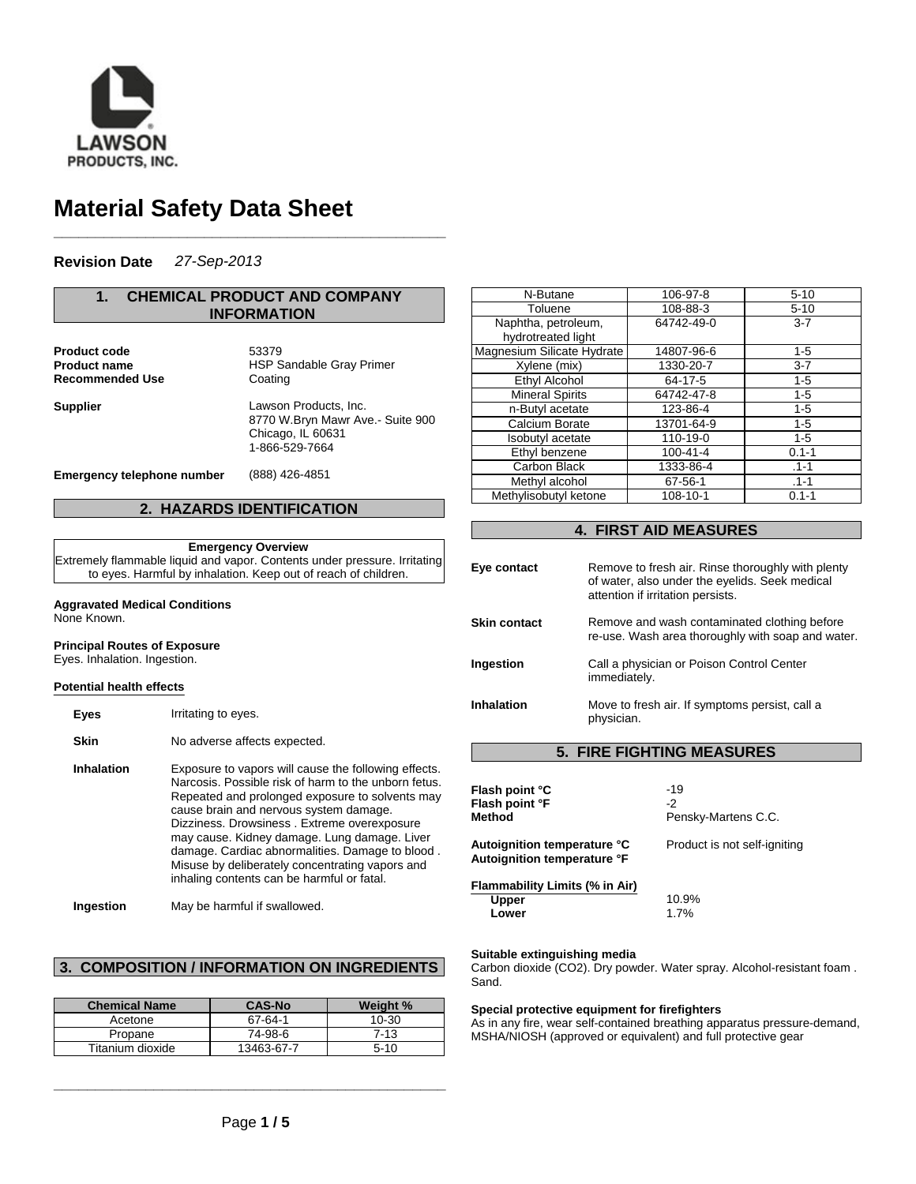LAWSON PRODUCTS, INC.

# Material Safety Data Sheet

**Revision Date** *27-Sep-2013*

## 1. CHEMICAL PRODUCT AND COMPANY INFORMATION

**Product code** 53379
**Product name** HSP Sandable Gray Primer
**Recommended Use** Coating

**Supplier** Lawson Products, Inc.
8770 W.Bryn Mawr Ave.- Suite 900
Chicago, IL 60631
1-866-529-7664

**Emergency telephone number** (888) 426-4851

## 2. HAZARDS IDENTIFICATION

**Emergency Overview**

Extremely flammable liquid and vapor. Contents under pressure. Irritating to eyes. Harmful by inhalation. Keep out of reach of children.

**Aggravated Medical Conditions**
None Known.

**Principal Routes of Exposure**
Eyes. Inhalation. Ingestion.

**Potential health effects**

**Eyes** Irritating to eyes.

**Skin** No adverse affects expected.

**Inhalation** Exposure to vapors will cause the following effects. Narcosis. Possible risk of harm to the unborn fetus. Repeated and prolonged exposure to solvents may cause brain and nervous system damage. Dizziness. Drowsiness . Extreme overexposure may cause. Kidney damage. Lung damage. Liver damage. Cardiac abnormalities. Damage to blood . Misuse by deliberately concentrating vapors and inhaling contents can be harmful or fatal.

**Ingestion** May be harmful if swallowed.

## 3. COMPOSITION / INFORMATION ON INGREDIENTS

| Chemical Name | CAS-No | Weight % |
|---|---|---|
| Acetone | 67-64-1 | 10-30 |
| Propane | 74-98-6 | 7-13 |
| Titanium dioxide | 13463-67-7 | 5-10 |
| N-Butane | 106-97-8 | 5-10 |
| Toluene | 108-88-3 | 5-10 |
| Naphtha, petroleum, hydrotreated light | 64742-49-0 | 3-7 |
| Magnesium Silicate Hydrate | 14807-96-6 | 1-5 |
| Xylene (mix) | 1330-20-7 | 3-7 |
| Ethyl Alcohol | 64-17-5 | 1-5 |
| Mineral Spirits | 64742-47-8 | 1-5 |
| n-Butyl acetate | 123-86-4 | 1-5 |
| Calcium Borate | 13701-64-9 | 1-5 |
| Isobutyl acetate | 110-19-0 | 1-5 |
| Ethyl benzene | 100-41-4 | 0.1-1 |
| Carbon Black | 1333-86-4 | .1-1 |
| Methyl alcohol | 67-56-1 | .1-1 |
| Methylisobutyl ketone | 108-10-1 | 0.1-1 |

## 4. FIRST AID MEASURES

**Eye contact** Remove to fresh air. Rinse thoroughly with plenty of water, also under the eyelids. Seek medical attention if irritation persists.

**Skin contact** Remove and wash contaminated clothing before re-use. Wash area thoroughly with soap and water.

**Ingestion** Call a physician or Poison Control Center immediately.

**Inhalation** Move to fresh air. If symptoms persist, call a physician.

## 5. FIRE FIGHTING MEASURES

**Flash point °C** -19
**Flash point °F** -2
**Method** Pensky-Martens C.C.

**Autoignition temperature °C** Product is not self-igniting
**Autoignition temperature °F**

**Flammability Limits (% in Air)**
**Upper** 10.9%
**Lower** 1.7%

**Suitable extinguishing media**
Carbon dioxide (CO2). Dry powder. Water spray. Alcohol-resistant foam . Sand.

**Special protective equipment for firefighters**
As in any fire, wear self-contained breathing apparatus pressure-demand, MSHA/NIOSH (approved or equivalent) and full protective gear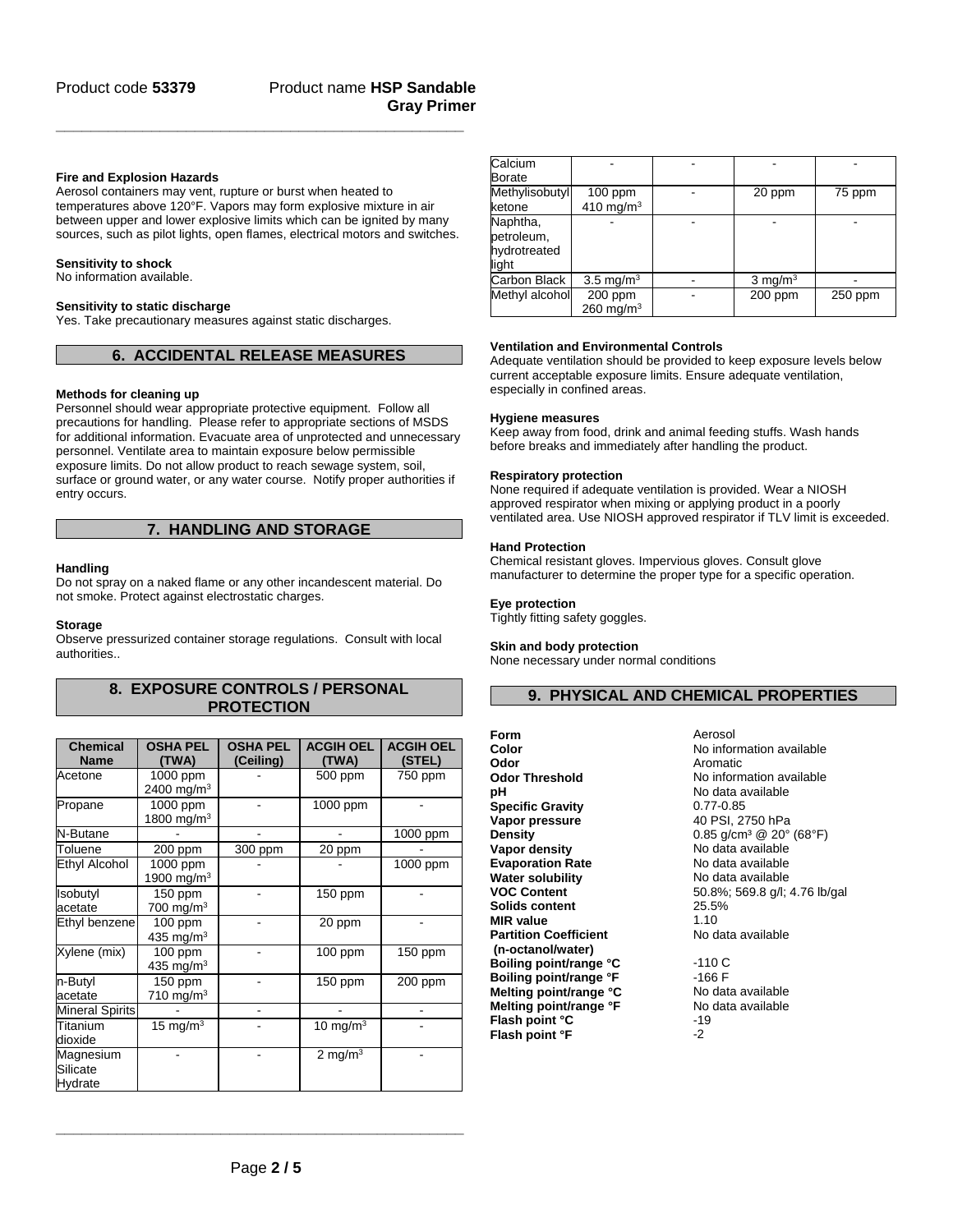### Fire and Explosion Hazards

Aerosol containers may vent, rupture or burst when heated to temperatures above 120°F. Vapors may form explosive mixture in air between upper and lower explosive limits which can be ignited by many sources, such as pilot lights, open flames, electrical motors and switches.

### Sensitivity to shock

No information available.

### Sensitivity to static discharge

Yes. Take precautionary measures against static discharges.

## 6. ACCIDENTAL RELEASE MEASURES

### Methods for cleaning up

Personnel should wear appropriate protective equipment. Follow all precautions for handling. Please refer to appropriate sections of MSDS for additional information. Evacuate area of unprotected and unnecessary personnel. Ventilate area to maintain exposure below permissible exposure limits. Do not allow product to reach sewage system, soil, surface or ground water, or any water course. Notify proper authorities if entry occurs.

## 7. HANDLING AND STORAGE

### Handling

Do not spray on a naked flame or any other incandescent material. Do not smoke. Protect against electrostatic charges.

### Storage

Observe pressurized container storage regulations. Consult with local authorities..

## 8. EXPOSURE CONTROLS / PERSONAL PROTECTION

| Chemical Name | OSHA PEL (TWA) | OSHA PEL (Ceiling) | ACGIH OEL (TWA) | ACGIH OEL (STEL) |
|---|---|---|---|---|
| Acetone | 1000 ppm 2400 mg/m³ | - | 500 ppm | 750 ppm |
| Propane | 1000 ppm 1800 mg/m³ | - | 1000 ppm | - |
| N-Butane | - | - | - | 1000 ppm |
| Toluene | 200 ppm | 300 ppm | 20 ppm | - |
| Ethyl Alcohol | 1000 ppm 1900 mg/m³ | - | - | 1000 ppm |
| Isobutyl acetate | 150 ppm 700 mg/m³ | - | 150 ppm | - |
| Ethyl benzene | 100 ppm 435 mg/m³ | - | 20 ppm | - |
| Xylene (mix) | 100 ppm 435 mg/m³ | - | 100 ppm | 150 ppm |
| n-Butyl acetate | 150 ppm 710 mg/m³ | - | 150 ppm | 200 ppm |
| Mineral Spirits | - | - | - | - |
| Titanium dioxide | 15 mg/m³ | - | 10 mg/m³ | - |
| Magnesium Silicate Hydrate | - | - | 2 mg/m³ | - |
| Calcium Borate | - | - | - | - |
| Methylisobutyl ketone | 100 ppm 410 mg/m³ | - | 20 ppm | 75 ppm |
| Naphtha, petroleum, hydrotreated light | - | - | - | - |
| Carbon Black | 3.5 mg/m³ | - | 3 mg/m³ | - |
| Methyl alcohol | 200 ppm 260 mg/m³ | - | 200 ppm | 250 ppm |

### Ventilation and Environmental Controls

Adequate ventilation should be provided to keep exposure levels below current acceptable exposure limits. Ensure adequate ventilation, especially in confined areas.

### Hygiene measures

Keep away from food, drink and animal feeding stuffs. Wash hands before breaks and immediately after handling the product.

### Respiratory protection

None required if adequate ventilation is provided. Wear a NIOSH approved respirator when mixing or applying product in a poorly ventilated area. Use NIOSH approved respirator if TLV limit is exceeded.

### Hand Protection

Chemical resistant gloves. Impervious gloves. Consult glove manufacturer to determine the proper type for a specific operation.

### Eye protection

Tightly fitting safety goggles.

### Skin and body protection

None necessary under normal conditions

## 9. PHYSICAL AND CHEMICAL PROPERTIES

| | |
|---|---|
| **Form** | Aerosol |
| **Color** | No information available |
| **Odor** | Aromatic |
| **Odor Threshold** | No information available |
| **pH** | No data available |
| **Specific Gravity** | 0.77-0.85 |
| **Vapor pressure** | 40 PSI, 2750 hPa |
| **Density** | 0.85 g/cm³ @ 20° (68°F) |
| **Vapor density** | No data available |
| **Evaporation Rate** | No data available |
| **Water solubility** | No data available |
| **VOC Content** | 50.8%; 569.8 g/l; 4.76 lb/gal |
| **Solids content** | 25.5% |
| **MIR value** | 1.10 |
| **Partition Coefficient (n-octanol/water)** | No data available |
| **Boiling point/range °C** | -110 C |
| **Boiling point/range °F** | -166 F |
| **Melting point/range °C** | No data available |
| **Melting point/range °F** | No data available |
| **Flash point °C** | -19 |
| **Flash point °F** | -2 |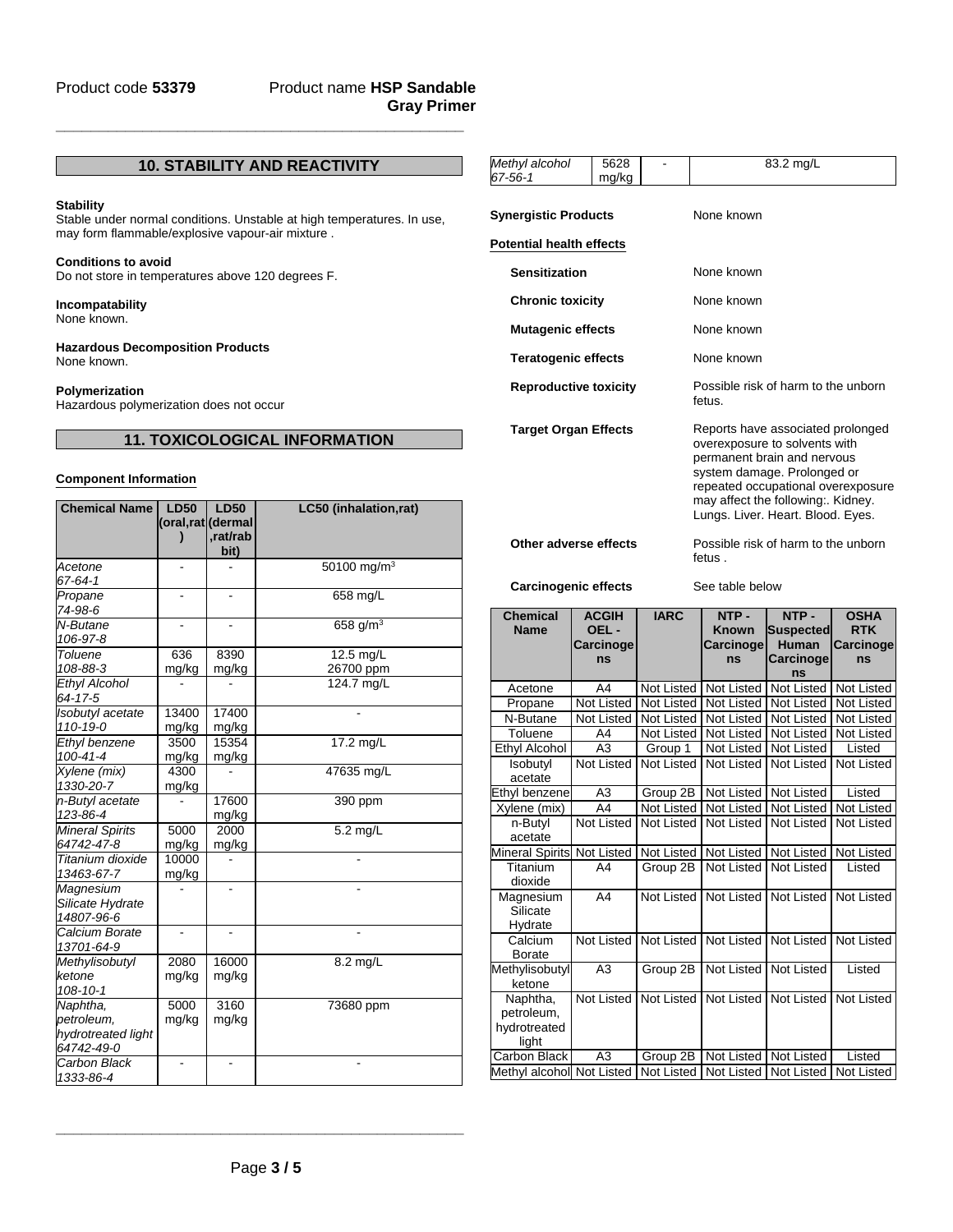Product code **53379** Product name **HSP Sandable Gray Primer**

## 10. STABILITY AND REACTIVITY

**Stability**
Stable under normal conditions. Unstable at high temperatures. In use, may form flammable/explosive vapour-air mixture .

**Conditions to avoid**
Do not store in temperatures above 120 degrees F.

**Incompatability**
None known.

**Hazardous Decomposition Products**
None known.

**Polymerization**
Hazardous polymerization does not occur

## 11. TOXICOLOGICAL INFORMATION

**Component Information**

| Chemical Name | LD50 (oral,rat) | LD50 (dermal,rat/rabbit) | LC50 (inhalation,rat) |
|---|---|---|---|
| *Acetone 67-64-1* | - | - | 50100 mg/m³ |
| *Propane 74-98-6* | - | - | 658 mg/L |
| *N-Butane 106-97-8* | - | - | 658 g/m³ |
| *Toluene 108-88-3* | 636 mg/kg | 8390 mg/kg | 12.5 mg/L 26700 ppm |
| *Ethyl Alcohol 64-17-5* | - | - | 124.7 mg/L |
| *Isobutyl acetate 110-19-0* | 13400 mg/kg | 17400 mg/kg | - |
| *Ethyl benzene 100-41-4* | 3500 mg/kg | 15354 mg/kg | 17.2 mg/L |
| *Xylene (mix) 1330-20-7* | 4300 mg/kg | - | 47635 mg/L |
| *n-Butyl acetate 123-86-4* | - | 17600 mg/kg | 390 ppm |
| *Mineral Spirits 64742-47-8* | 5000 mg/kg | 2000 mg/kg | 5.2 mg/L |
| *Titanium dioxide 13463-67-7* | 10000 mg/kg | - | - |
| *Magnesium Silicate Hydrate 14807-96-6* | - | - | - |
| *Calcium Borate 13701-64-9* | - | - | - |
| *Methylisobutyl ketone 108-10-1* | 2080 mg/kg | 16000 mg/kg | 8.2 mg/L |
| *Naphtha, petroleum, hydrotreated light 64742-49-0* | 5000 mg/kg | 3160 mg/kg | 73680 ppm |
| *Carbon Black 1333-86-4* | - | - | - |
| *Methyl alcohol 67-56-1* | 5628 mg/kg | - | 83.2 mg/L |

**Synergistic Products** None known

**Potential health effects**

**Sensitization** None known

**Chronic toxicity** None known

**Mutagenic effects** None known

**Teratogenic effects** None known

**Reproductive toxicity** Possible risk of harm to the unborn fetus.

**Target Organ Effects** Reports have associated prolonged overexposure to solvents with permanent brain and nervous system damage. Prolonged or repeated occupational overexposure may affect the following:. Kidney. Lungs. Liver. Heart. Blood. Eyes.

**Other adverse effects** Possible risk of harm to the unborn fetus .

**Carcinogenic effects** See table below

| Chemical Name | ACGIH OEL - Carcinogens | IARC | NTP - Known Carcinogens | NTP - Suspected Human Carcinogens | OSHA RTK Carcinogens |
|---|---|---|---|---|---|
| Acetone | A4 | Not Listed | Not Listed | Not Listed | Not Listed |
| Propane | Not Listed | Not Listed | Not Listed | Not Listed | Not Listed |
| N-Butane | Not Listed | Not Listed | Not Listed | Not Listed | Not Listed |
| Toluene | A4 | Not Listed | Not Listed | Not Listed | Not Listed |
| Ethyl Alcohol | A3 | Group 1 | Not Listed | Not Listed | Listed |
| Isobutyl acetate | Not Listed | Not Listed | Not Listed | Not Listed | Not Listed |
| Ethyl benzene | A3 | Group 2B | Not Listed | Not Listed | Listed |
| Xylene (mix) | A4 | Not Listed | Not Listed | Not Listed | Not Listed |
| n-Butyl acetate | Not Listed | Not Listed | Not Listed | Not Listed | Not Listed |
| Mineral Spirits | Not Listed | Not Listed | Not Listed | Not Listed | Not Listed |
| Titanium dioxide | A4 | Group 2B | Not Listed | Not Listed | Listed |
| Magnesium Silicate Hydrate | A4 | Not Listed | Not Listed | Not Listed | Not Listed |
| Calcium Borate | Not Listed | Not Listed | Not Listed | Not Listed | Not Listed |
| Methylisobutyl ketone | A3 | Group 2B | Not Listed | Not Listed | Listed |
| Naphtha, petroleum, hydrotreated light | Not Listed | Not Listed | Not Listed | Not Listed | Not Listed |
| Carbon Black | A3 | Group 2B | Not Listed | Not Listed | Listed |
| Methyl alcohol | Not Listed | Not Listed | Not Listed | Not Listed | Not Listed |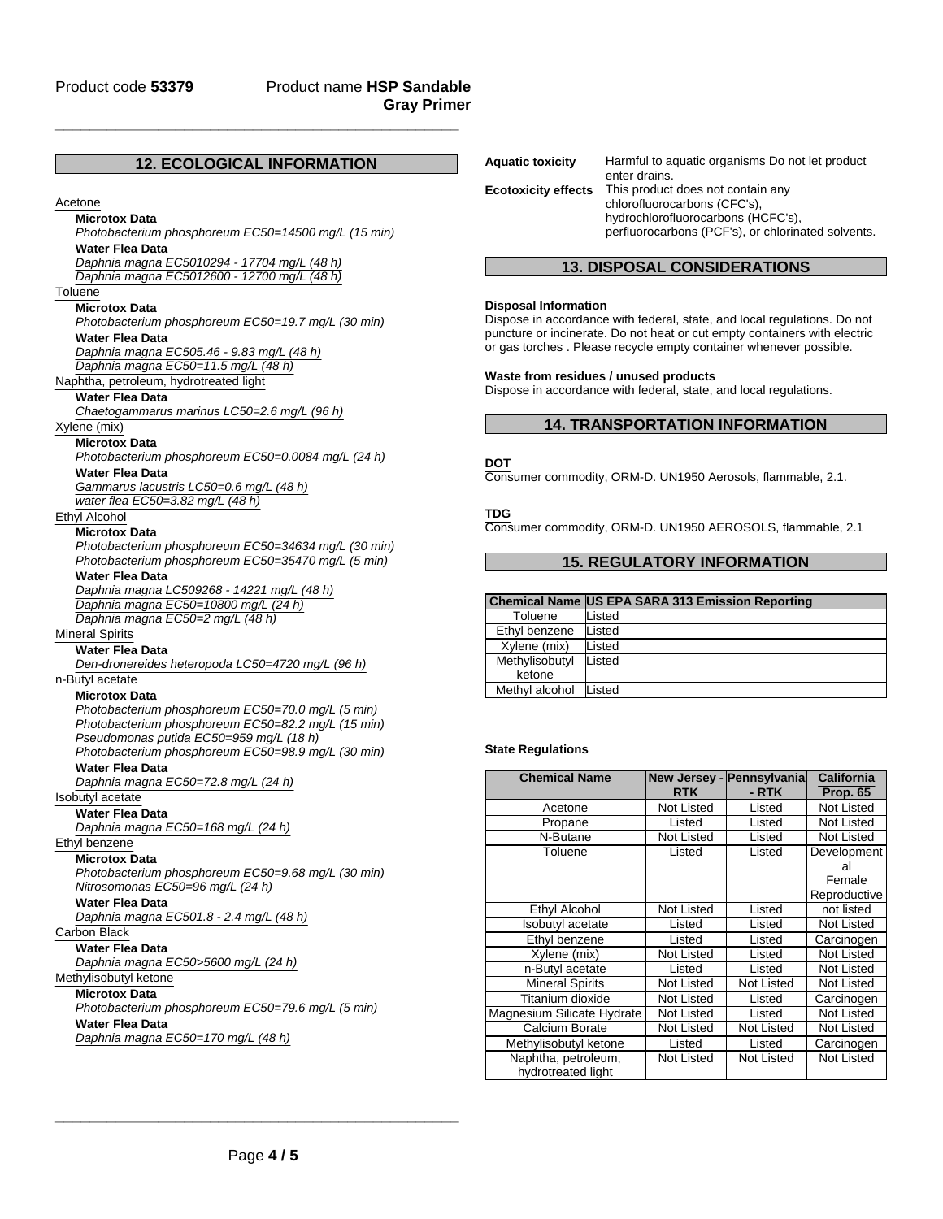Product code **53379** Product name **HSP Sandable Gray Primer**

## 12. ECOLOGICAL INFORMATION

Acetone

**Microtox Data**

*Photobacterium phosphoreum EC50=14500 mg/L (15 min)*

**Water Flea Data**

*Daphnia magna EC5010294 - 17704 mg/L (48 h)*
*Daphnia magna EC5012600 - 12700 mg/L (48 h)*

Toluene

**Microtox Data**

*Photobacterium phosphoreum EC50=19.7 mg/L (30 min)*

**Water Flea Data**

*Daphnia magna EC505.46 - 9.83 mg/L (48 h)*
*Daphnia magna EC50=11.5 mg/L (48 h)*

Naphtha, petroleum, hydrotreated light

**Water Flea Data**

*Chaetogammarus marinus LC50=2.6 mg/L (96 h)*

Xylene (mix)

**Microtox Data**

*Photobacterium phosphoreum EC50=0.0084 mg/L (24 h)*

**Water Flea Data**

*Gammarus lacustris LC50=0.6 mg/L (48 h)*
*water flea EC50=3.82 mg/L (48 h)*

Ethyl Alcohol

**Microtox Data**

*Photobacterium phosphoreum EC50=34634 mg/L (30 min)*
*Photobacterium phosphoreum EC50=35470 mg/L (5 min)*

**Water Flea Data**

*Daphnia magna LC509268 - 14221 mg/L (48 h)*
*Daphnia magna EC50=10800 mg/L (24 h)*
*Daphnia magna EC50=2 mg/L (48 h)*

Mineral Spirits

**Water Flea Data**

*Den-dronereides heteropoda LC50=4720 mg/L (96 h)*

n-Butyl acetate

**Microtox Data**

*Photobacterium phosphoreum EC50=70.0 mg/L (5 min)*
*Photobacterium phosphoreum EC50=82.2 mg/L (15 min)*
*Pseudomonas putida EC50=959 mg/L (18 h)*
*Photobacterium phosphoreum EC50=98.9 mg/L (30 min)*

**Water Flea Data**

*Daphnia magna EC50=72.8 mg/L (24 h)*

Isobutyl acetate

**Water Flea Data**

*Daphnia magna EC50=168 mg/L (24 h)*

Ethyl benzene

**Microtox Data**

*Photobacterium phosphoreum EC50=9.68 mg/L (30 min)*
*Nitrosomonas EC50=96 mg/L (24 h)*

**Water Flea Data**

*Daphnia magna EC501.8 - 2.4 mg/L (48 h)*

Carbon Black

**Water Flea Data**

*Daphnia magna EC50>5600 mg/L (24 h)*

Methylisobutyl ketone

**Microtox Data**

*Photobacterium phosphoreum EC50=79.6 mg/L (5 min)*

**Water Flea Data**

*Daphnia magna EC50=170 mg/L (48 h)*

**Aquatic toxicity** Harmful to aquatic organisms Do not let product enter drains.

**Ecotoxicity effects** This product does not contain any chlorofluorocarbons (CFC's), hydrochlorofluorocarbons (HCFC's), perfluorocarbons (PCF's), or chlorinated solvents.

## 13. DISPOSAL CONSIDERATIONS

**Disposal Information**

Dispose in accordance with federal, state, and local regulations. Do not puncture or incinerate. Do not heat or cut empty containers with electric or gas torches . Please recycle empty container whenever possible.

**Waste from residues / unused products**

Dispose in accordance with federal, state, and local regulations.

## 14. TRANSPORTATION INFORMATION

**DOT**

Consumer commodity, ORM-D. UN1950 Aerosols, flammable, 2.1.

**TDG**

Consumer commodity, ORM-D. UN1950 AEROSOLS, flammable, 2.1

## 15. REGULATORY INFORMATION

| Chemical Name | US EPA SARA 313 Emission Reporting |
|---|---|
| Toluene | Listed |
| Ethyl benzene | Listed |
| Xylene (mix) | Listed |
| Methylisobutyl ketone | Listed |
| Methyl alcohol | Listed |

**State Regulations**

| Chemical Name | New Jersey - RTK | Pennsylvania - RTK | California Prop. 65 |
|---|---|---|---|
| Acetone | Not Listed | Listed | Not Listed |
| Propane | Listed | Listed | Not Listed |
| N-Butane | Not Listed | Listed | Not Listed |
| Toluene | Listed | Listed | Developmental Female Reproductive |
| Ethyl Alcohol | Not Listed | Listed | not listed |
| Isobutyl acetate | Listed | Listed | Not Listed |
| Ethyl benzene | Listed | Listed | Carcinogen |
| Xylene (mix) | Not Listed | Listed | Not Listed |
| n-Butyl acetate | Listed | Listed | Not Listed |
| Mineral Spirits | Not Listed | Not Listed | Not Listed |
| Titanium dioxide | Not Listed | Listed | Carcinogen |
| Magnesium Silicate Hydrate | Not Listed | Listed | Not Listed |
| Calcium Borate | Not Listed | Not Listed | Not Listed |
| Methylisobutyl ketone | Listed | Listed | Carcinogen |
| Naphtha, petroleum, hydrotreated light | Not Listed | Not Listed | Not Listed |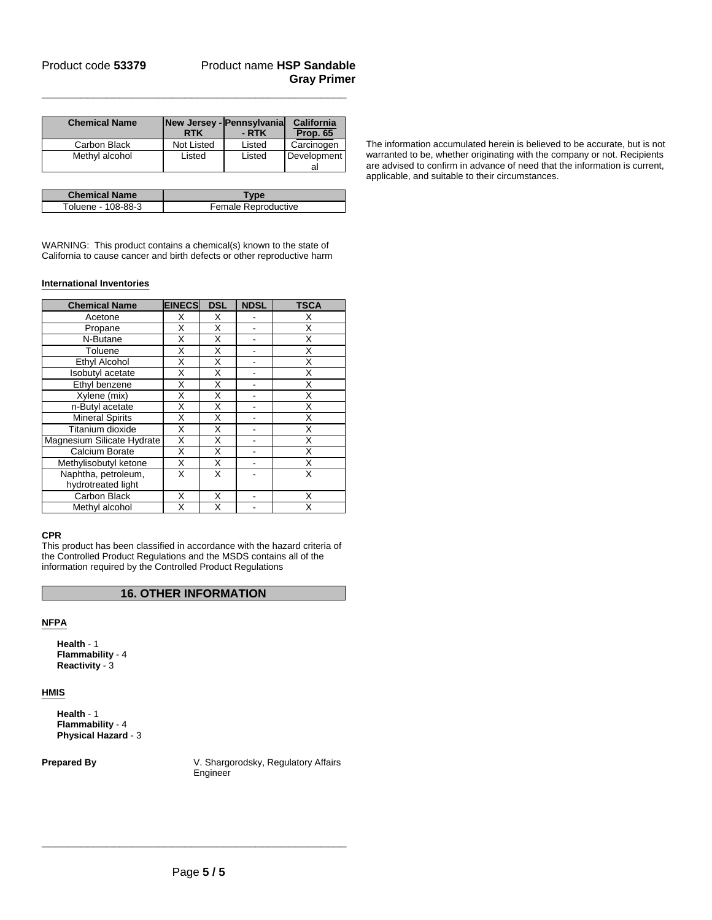| Chemical Name | New Jersey - RTK | Pennsylvania - RTK | California Prop. 65 |
|---|---|---|---|
| Carbon Black | Not Listed | Listed | Carcinogen |
| Methyl alcohol | Listed | Listed | Developmental |

The information accumulated herein is believed to be accurate, but is not warranted to be, whether originating with the company or not. Recipients are advised to confirm in advance of need that the information is current, applicable, and suitable to their circumstances.

| Chemical Name | Type |
|---|---|
| Toluene - 108-88-3 | Female Reproductive |

WARNING: This product contains a chemical(s) known to the state of California to cause cancer and birth defects or other reproductive harm

**International Inventories**

| Chemical Name | EINECS | DSL | NDSL | TSCA |
|---|---|---|---|---|
| Acetone | X | X | - | X |
| Propane | X | X | - | X |
| N-Butane | X | X | - | X |
| Toluene | X | X | - | X |
| Ethyl Alcohol | X | X | - | X |
| Isobutyl acetate | X | X | - | X |
| Ethyl benzene | X | X | - | X |
| Xylene (mix) | X | X | - | X |
| n-Butyl acetate | X | X | - | X |
| Mineral Spirits | X | X | - | X |
| Titanium dioxide | X | X | - | X |
| Magnesium Silicate Hydrate | X | X | - | X |
| Calcium Borate | X | X | - | X |
| Methylisobutyl ketone | X | X | - | X |
| Naphtha, petroleum, hydrotreated light | X | X | - | X |
| Carbon Black | X | X | - | X |
| Methyl alcohol | X | X | - | X |

**CPR**

This product has been classified in accordance with the hazard criteria of the Controlled Product Regulations and the MSDS contains all of the information required by the Controlled Product Regulations

## 16. OTHER INFORMATION

**NFPA**

**Health** - 1
**Flammability** - 4
**Reactivity** - 3

**HMIS**

**Health** - 1
**Flammability** - 4
**Physical Hazard** - 3

**Prepared By** V. Shargorodsky, Regulatory Affairs Engineer